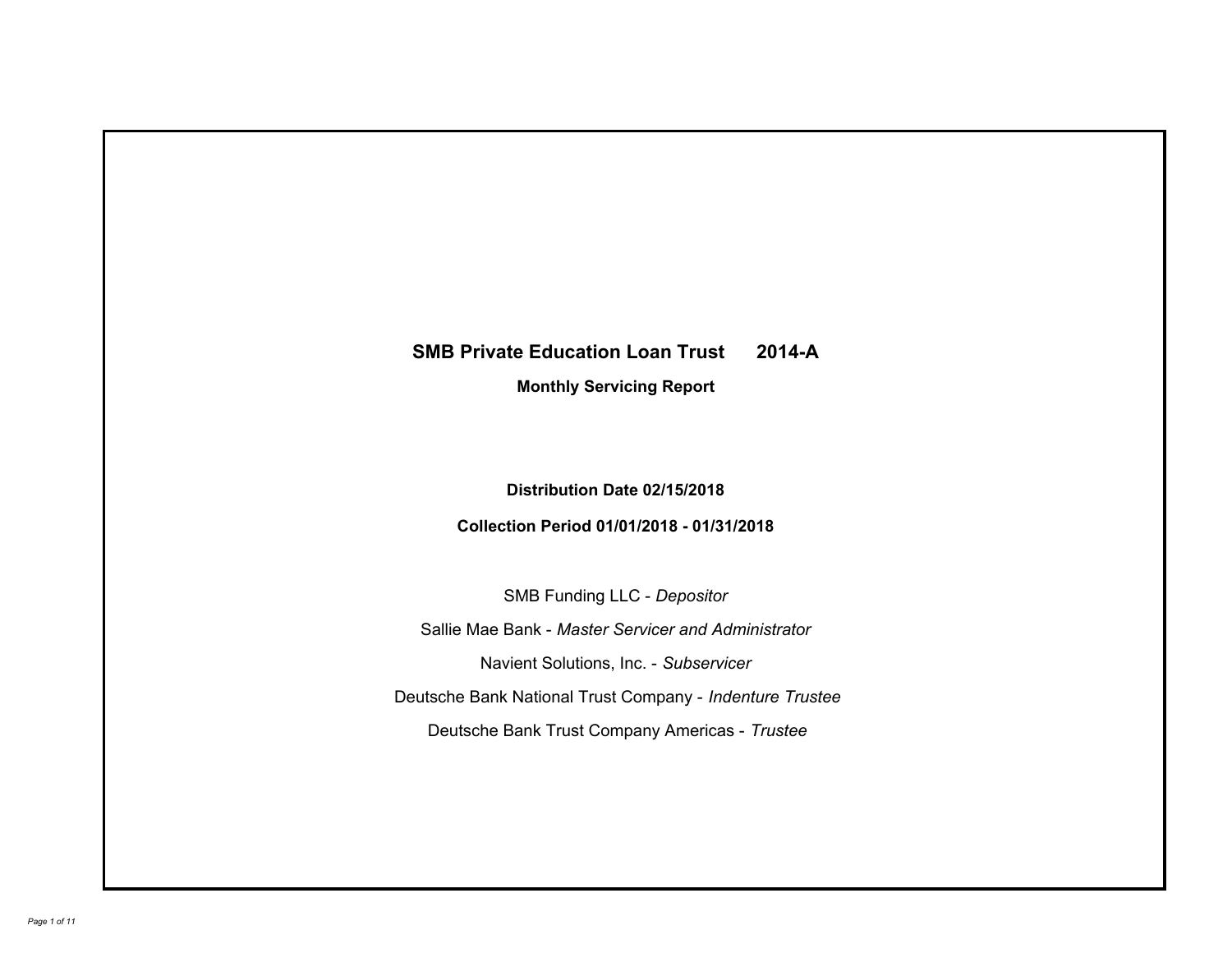# SMB Private Education Loan Trust 2014-A

## Monthly Servicing Report

**Distribution Date 02/15/2018**

**Collection Period 01/01/2018 - 01/31/2018**

SMB Funding LLC - *Depositor*

Sallie Mae Bank - *Master Servicer and Administrator*

Navient Solutions, Inc. - *Subservicer*

Deutsche Bank National Trust Company - *Indenture Trustee*

Deutsche Bank Trust Company Americas - *Trustee*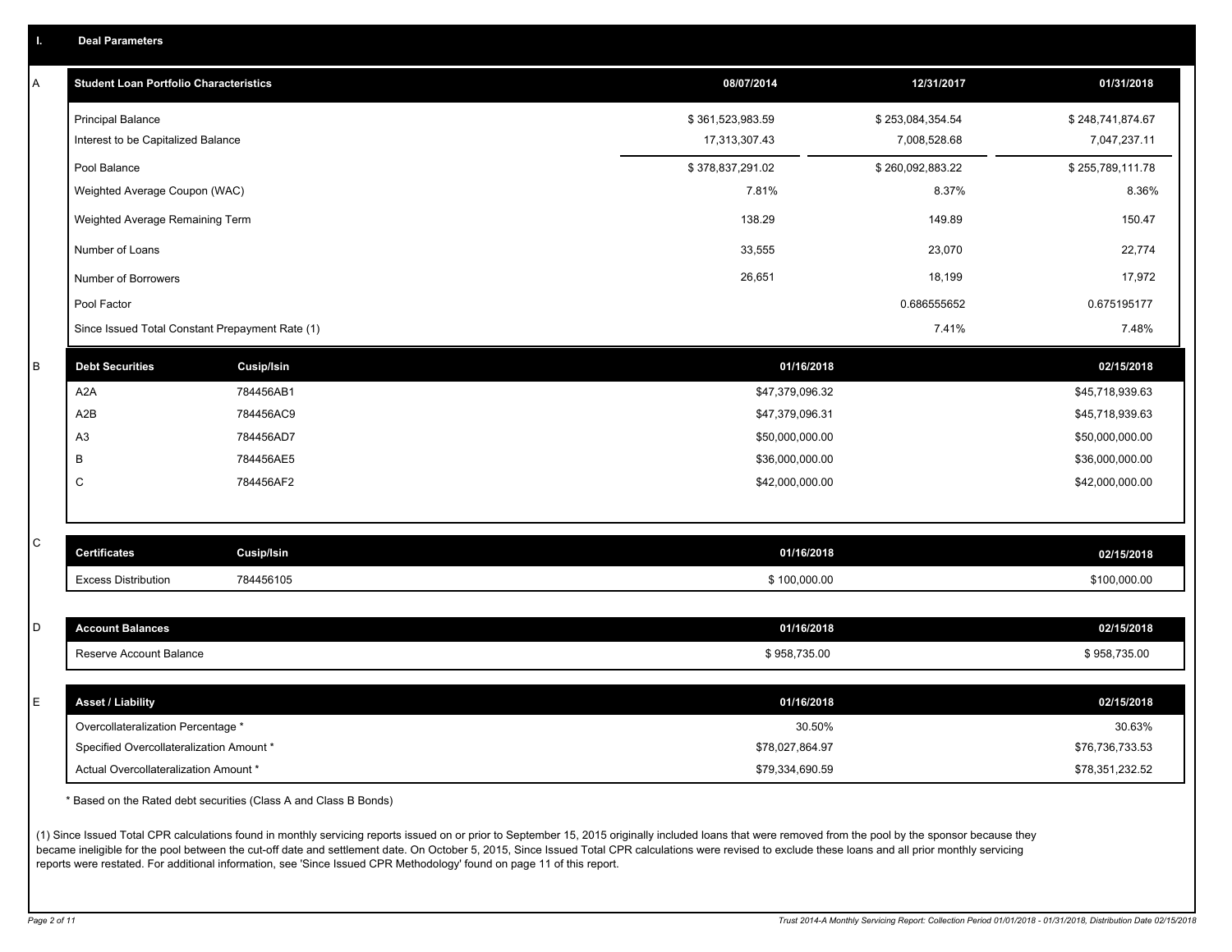## I. Deal Parameters

### A

| Student Loan Portfolio Characteristics | 08/07/2014 | 12/31/2017 | 01/31/2018 |
|---|---|---|---|
| Principal Balance | $ 361,523,983.59 | $ 253,084,354.54 | $ 248,741,874.67 |
| Interest to be Capitalized Balance | 17,313,307.43 | 7,008,528.68 | 7,047,237.11 |
| Pool Balance | $ 378,837,291.02 | $ 260,092,883.22 | $ 255,789,111.78 |
| Weighted Average Coupon (WAC) | 7.81% | 8.37% | 8.36% |
| Weighted Average Remaining Term | 138.29 | 149.89 | 150.47 |
| Number of Loans | 33,555 | 23,070 | 22,774 |
| Number of Borrowers | 26,651 | 18,199 | 17,972 |
| Pool Factor | | 0.686555652 | 0.675195177 |
| Since Issued Total Constant Prepayment Rate (1) | | 7.41% | 7.48% |

### B

| Debt Securities | Cusip/Isin | 01/16/2018 | 02/15/2018 |
|---|---|---|---|
| A2A | 784456AB1 | $47,379,096.32 | $45,718,939.63 |
| A2B | 784456AC9 | $47,379,096.31 | $45,718,939.63 |
| A3 | 784456AD7 | $50,000,000.00 | $50,000,000.00 |
| B | 784456AE5 | $36,000,000.00 | $36,000,000.00 |
| C | 784456AF2 | $42,000,000.00 | $42,000,000.00 |

### C

| Certificates | Cusip/Isin | 01/16/2018 | 02/15/2018 |
|---|---|---|---|
| Excess Distribution | 784456105 | $ 100,000.00 | $100,000.00 |

### D

| Account Balances | 01/16/2018 | 02/15/2018 |
|---|---|---|
| Reserve Account Balance | $ 958,735.00 | $ 958,735.00 |

### E

| Asset / Liability | 01/16/2018 | 02/15/2018 |
|---|---|---|
| Overcollateralization Percentage * | 30.50% | 30.63% |
| Specified Overcollateralization Amount * | $78,027,864.97 | $76,736,733.53 |
| Actual Overcollateralization Amount * | $79,334,690.59 | $78,351,232.52 |

* Based on the Rated debt securities (Class A and Class B Bonds)

(1) Since Issued Total CPR calculations found in monthly servicing reports issued on or prior to September 15, 2015 originally included loans that were removed from the pool by the sponsor because they became ineligible for the pool between the cut-off date and settlement date. On October 5, 2015, Since Issued Total CPR calculations were revised to exclude these loans and all prior monthly servicing reports were restated. For additional information, see 'Since Issued CPR Methodology' found on page 11 of this report.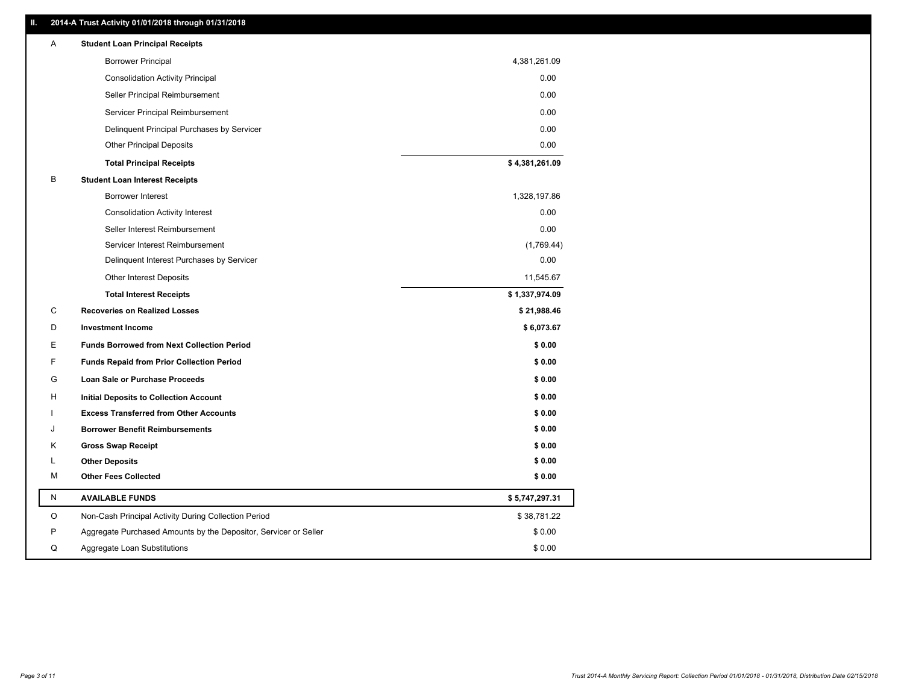## II. 2014-A Trust Activity 01/01/2018 through 01/31/2018

| | | |
|---|---|---|
| A | **Student Loan Principal Receipts** | |
| | Borrower Principal | 4,381,261.09 |
| | Consolidation Activity Principal | 0.00 |
| | Seller Principal Reimbursement | 0.00 |
| | Servicer Principal Reimbursement | 0.00 |
| | Delinquent Principal Purchases by Servicer | 0.00 |
| | Other Principal Deposits | 0.00 |
| | **Total Principal Receipts** | **$ 4,381,261.09** |
| B | **Student Loan Interest Receipts** | |
| | Borrower Interest | 1,328,197.86 |
| | Consolidation Activity Interest | 0.00 |
| | Seller Interest Reimbursement | 0.00 |
| | Servicer Interest Reimbursement | (1,769.44) |
| | Delinquent Interest Purchases by Servicer | 0.00 |
| | Other Interest Deposits | 11,545.67 |
| | **Total Interest Receipts** | **$ 1,337,974.09** |
| C | **Recoveries on Realized Losses** | **$ 21,988.46** |
| D | **Investment Income** | **$ 6,073.67** |
| E | **Funds Borrowed from Next Collection Period** | **$ 0.00** |
| F | **Funds Repaid from Prior Collection Period** | **$ 0.00** |
| G | **Loan Sale or Purchase Proceeds** | **$ 0.00** |
| H | **Initial Deposits to Collection Account** | **$ 0.00** |
| I | **Excess Transferred from Other Accounts** | **$ 0.00** |
| J | **Borrower Benefit Reimbursements** | **$ 0.00** |
| K | **Gross Swap Receipt** | **$ 0.00** |
| L | **Other Deposits** | **$ 0.00** |
| M | **Other Fees Collected** | **$ 0.00** |
| N | **AVAILABLE FUNDS** | **$ 5,747,297.31** |
| O | Non-Cash Principal Activity During Collection Period | $ 38,781.22 |
| P | Aggregate Purchased Amounts by the Depositor, Servicer or Seller | $ 0.00 |
| Q | Aggregate Loan Substitutions | $ 0.00 |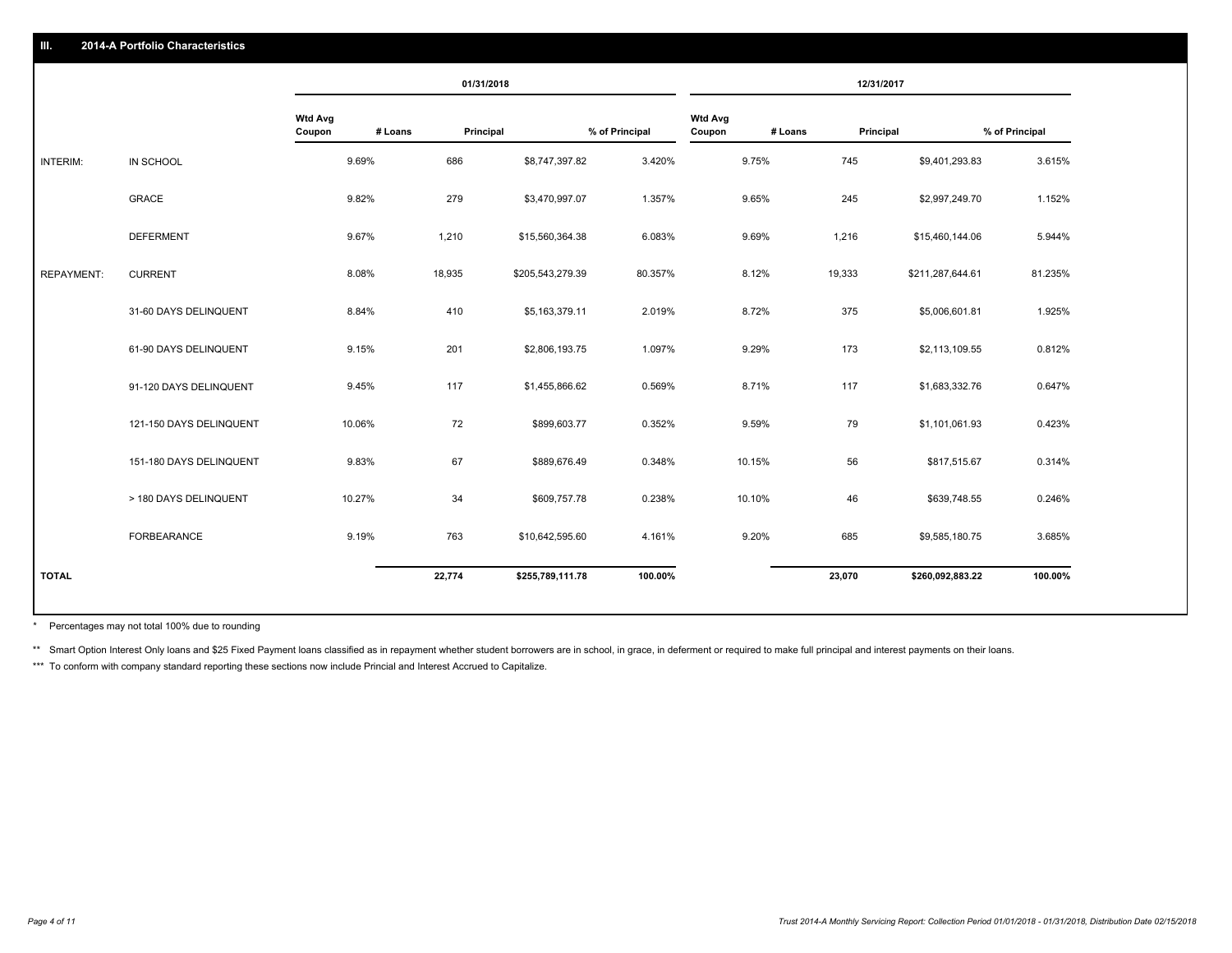## III. 2014-A Portfolio Characteristics

| | | 01/31/2018 | | | | 12/31/2017 | | | |
|---|---|---|---|---|---|---|---|---|---|
| | | Wtd Avg Coupon | # Loans | Principal | % of Principal | Wtd Avg Coupon | # Loans | Principal | % of Principal |
| INTERIM: | IN SCHOOL | 9.69% | 686 | $8,747,397.82 | 3.420% | 9.75% | 745 | $9,401,293.83 | 3.615% |
| | GRACE | 9.82% | 279 | $3,470,997.07 | 1.357% | 9.65% | 245 | $2,997,249.70 | 1.152% |
| | DEFERMENT | 9.67% | 1,210 | $15,560,364.38 | 6.083% | 9.69% | 1,216 | $15,460,144.06 | 5.944% |
| REPAYMENT: | CURRENT | 8.08% | 18,935 | $205,543,279.39 | 80.357% | 8.12% | 19,333 | $211,287,644.61 | 81.235% |
| | 31-60 DAYS DELINQUENT | 8.84% | 410 | $5,163,379.11 | 2.019% | 8.72% | 375 | $5,006,601.81 | 1.925% |
| | 61-90 DAYS DELINQUENT | 9.15% | 201 | $2,806,193.75 | 1.097% | 9.29% | 173 | $2,113,109.55 | 0.812% |
| | 91-120 DAYS DELINQUENT | 9.45% | 117 | $1,455,866.62 | 0.569% | 8.71% | 117 | $1,683,332.76 | 0.647% |
| | 121-150 DAYS DELINQUENT | 10.06% | 72 | $899,603.77 | 0.352% | 9.59% | 79 | $1,101,061.93 | 0.423% |
| | 151-180 DAYS DELINQUENT | 9.83% | 67 | $889,676.49 | 0.348% | 10.15% | 56 | $817,515.67 | 0.314% |
| | > 180 DAYS DELINQUENT | 10.27% | 34 | $609,757.78 | 0.238% | 10.10% | 46 | $639,748.55 | 0.246% |
| | FORBEARANCE | 9.19% | 763 | $10,642,595.60 | 4.161% | 9.20% | 685 | $9,585,180.75 | 3.685% |
| **TOTAL** | | | **22,774** | **$255,789,111.78** | **100.00%** | | **23,070** | **$260,092,883.22** | **100.00%** |

\* Percentages may not total 100% due to rounding

** Smart Option Interest Only loans and $25 Fixed Payment loans classified as in repayment whether student borrowers are in school, in grace, in deferment or required to make full principal and interest payments on their loans.

*** To conform with company standard reporting these sections now include Princial and Interest Accrued to Capitalize.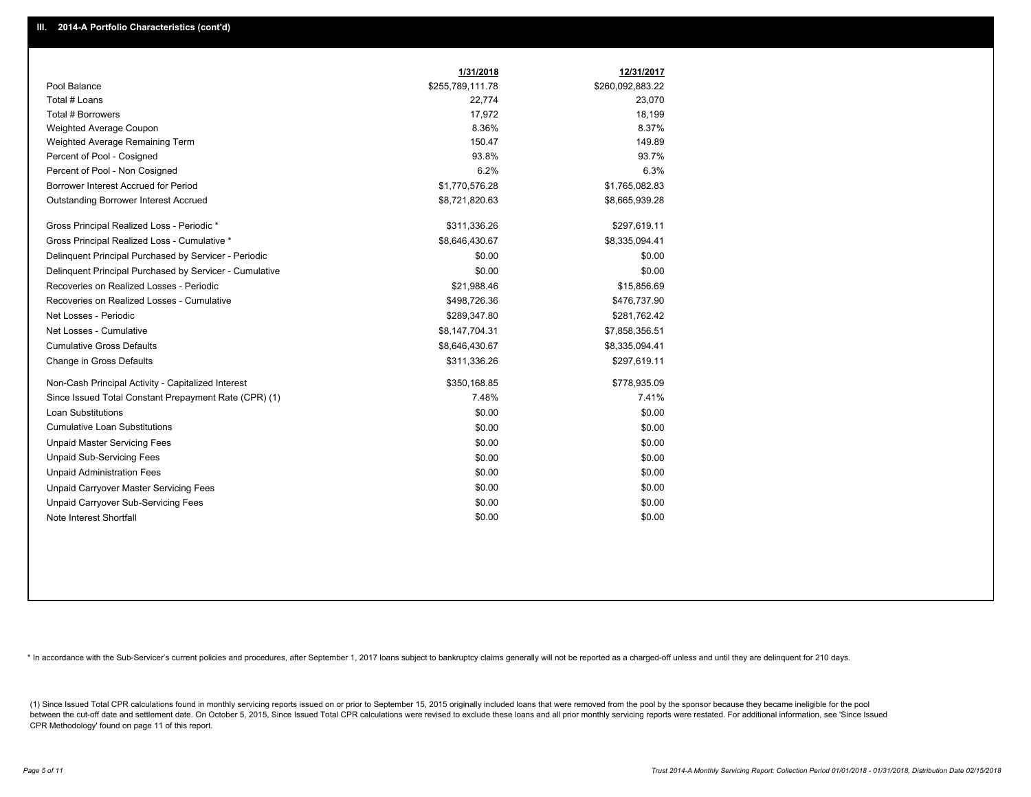## III. 2014-A Portfolio Characteristics (cont'd)

| | 1/31/2018 | 12/31/2017 |
|---|---|---|
| Pool Balance | $255,789,111.78 | $260,092,883.22 |
| Total # Loans | 22,774 | 23,070 |
| Total # Borrowers | 17,972 | 18,199 |
| Weighted Average Coupon | 8.36% | 8.37% |
| Weighted Average Remaining Term | 150.47 | 149.89 |
| Percent of Pool - Cosigned | 93.8% | 93.7% |
| Percent of Pool - Non Cosigned | 6.2% | 6.3% |
| Borrower Interest Accrued for Period | $1,770,576.28 | $1,765,082.83 |
| Outstanding Borrower Interest Accrued | $8,721,820.63 | $8,665,939.28 |
| Gross Principal Realized Loss - Periodic * | $311,336.26 | $297,619.11 |
| Gross Principal Realized Loss - Cumulative * | $8,646,430.67 | $8,335,094.41 |
| Delinquent Principal Purchased by Servicer - Periodic | $0.00 | $0.00 |
| Delinquent Principal Purchased by Servicer - Cumulative | $0.00 | $0.00 |
| Recoveries on Realized Losses - Periodic | $21,988.46 | $15,856.69 |
| Recoveries on Realized Losses - Cumulative | $498,726.36 | $476,737.90 |
| Net Losses - Periodic | $289,347.80 | $281,762.42 |
| Net Losses - Cumulative | $8,147,704.31 | $7,858,356.51 |
| Cumulative Gross Defaults | $8,646,430.67 | $8,335,094.41 |
| Change in Gross Defaults | $311,336.26 | $297,619.11 |
| Non-Cash Principal Activity - Capitalized Interest | $350,168.85 | $778,935.09 |
| Since Issued Total Constant Prepayment Rate (CPR) (1) | 7.48% | 7.41% |
| Loan Substitutions | $0.00 | $0.00 |
| Cumulative Loan Substitutions | $0.00 | $0.00 |
| Unpaid Master Servicing Fees | $0.00 | $0.00 |
| Unpaid Sub-Servicing Fees | $0.00 | $0.00 |
| Unpaid Administration Fees | $0.00 | $0.00 |
| Unpaid Carryover Master Servicing Fees | $0.00 | $0.00 |
| Unpaid Carryover Sub-Servicing Fees | $0.00 | $0.00 |
| Note Interest Shortfall | $0.00 | $0.00 |

* In accordance with the Sub-Servicer's current policies and procedures, after September 1, 2017 loans subject to bankruptcy claims generally will not be reported as a charged-off unless and until they are delinquent for 210 days.

(1) Since Issued Total CPR calculations found in monthly servicing reports issued on or prior to September 15, 2015 originally included loans that were removed from the pool by the sponsor because they became ineligible for the pool between the cut-off date and settlement date. On October 5, 2015, Since Issued Total CPR calculations were revised to exclude these loans and all prior monthly servicing reports were restated. For additional information, see 'Since Issued CPR Methodology' found on page 11 of this report.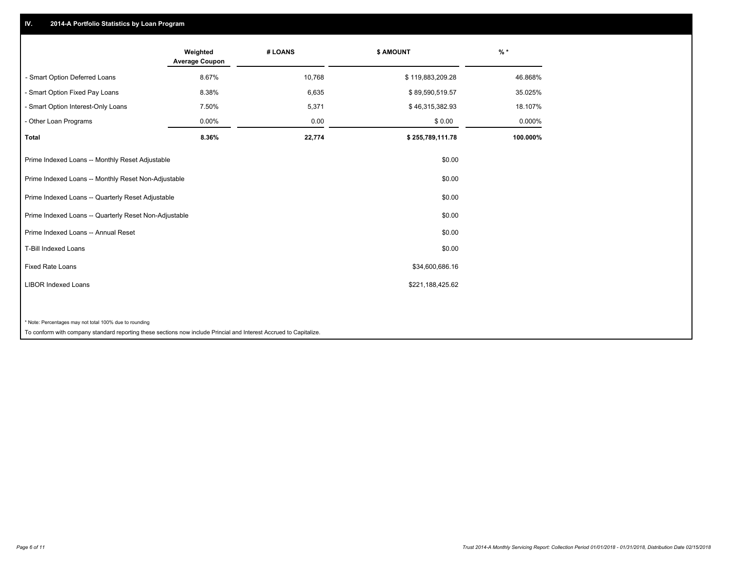## IV. 2014-A Portfolio Statistics by Loan Program

| | Weighted Average Coupon | # LOANS | $ AMOUNT | % * |
|---|---|---|---|---|
| - Smart Option Deferred Loans | 8.67% | 10,768 | $ 119,883,209.28 | 46.868% |
| - Smart Option Fixed Pay Loans | 8.38% | 6,635 | $ 89,590,519.57 | 35.025% |
| - Smart Option Interest-Only Loans | 7.50% | 5,371 | $ 46,315,382.93 | 18.107% |
| - Other Loan Programs | 0.00% | 0.00 | $ 0.00 | 0.000% |
| **Total** | **8.36%** | **22,774** | **$ 255,789,111.78** | **100.000%** |

| | $ AMOUNT |
|---|---|
| Prime Indexed Loans -- Monthly Reset Adjustable | $0.00 |
| Prime Indexed Loans -- Monthly Reset Non-Adjustable | $0.00 |
| Prime Indexed Loans -- Quarterly Reset Adjustable | $0.00 |
| Prime Indexed Loans -- Quarterly Reset Non-Adjustable | $0.00 |
| Prime Indexed Loans -- Annual Reset | $0.00 |
| T-Bill Indexed Loans | $0.00 |
| Fixed Rate Loans | $34,600,686.16 |
| LIBOR Indexed Loans | $221,188,425.62 |

* Note: Percentages may not total 100% due to rounding

To conform with company standard reporting these sections now include Princial and Interest Accrued to Capitalize.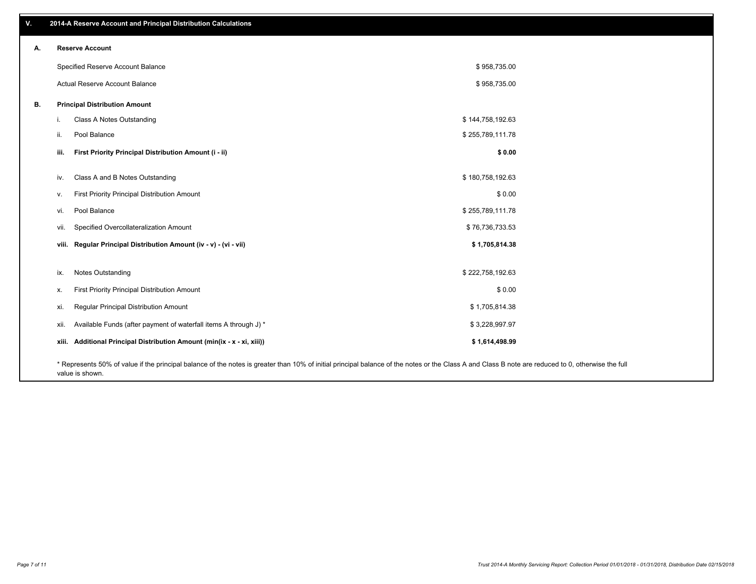## V. 2014-A Reserve Account and Principal Distribution Calculations

### A. Reserve Account

| | |
|---|---|
| Specified Reserve Account Balance | $ 958,735.00 |
| Actual Reserve Account Balance | $ 958,735.00 |

### B. Principal Distribution Amount

| | | |
|---|---|---|
| i. | Class A Notes Outstanding | $ 144,758,192.63 |
| ii. | Pool Balance | $ 255,789,111.78 |
| **iii.** | **First Priority Principal Distribution Amount (i - ii)** | **$ 0.00** |
| iv. | Class A and B Notes Outstanding | $ 180,758,192.63 |
| v. | First Priority Principal Distribution Amount | $ 0.00 |
| vi. | Pool Balance | $ 255,789,111.78 |
| vii. | Specified Overcollateralization Amount | $ 76,736,733.53 |
| **viii.** | **Regular Principal Distribution Amount (iv - v) - (vi - vii)** | **$ 1,705,814.38** |
| ix. | Notes Outstanding | $ 222,758,192.63 |
| x. | First Priority Principal Distribution Amount | $ 0.00 |
| xi. | Regular Principal Distribution Amount | $ 1,705,814.38 |
| xii. | Available Funds (after payment of waterfall items A through J) * | $ 3,228,997.97 |
| **xiii.** | **Additional Principal Distribution Amount (min(ix - x - xi, xiii))** | **$ 1,614,498.99** |

* Represents 50% of value if the principal balance of the notes is greater than 10% of initial principal balance of the notes or the Class A and Class B note are reduced to 0, otherwise the full value is shown.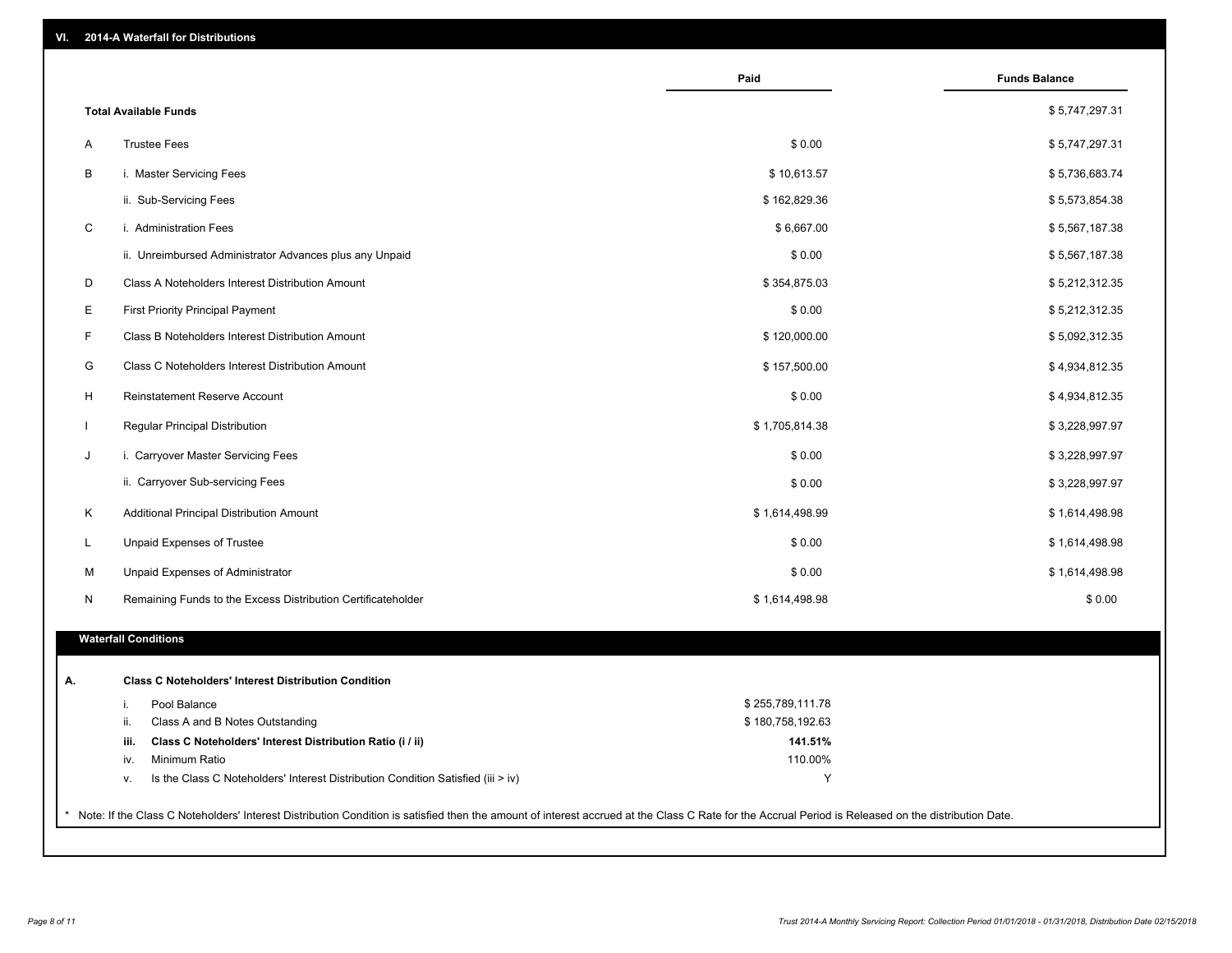## VI. 2014-A Waterfall for Distributions

| | | Paid | Funds Balance |
|---|---|---|---|
| | **Total Available Funds** | | $ 5,747,297.31 |
| A | Trustee Fees | $ 0.00 | $ 5,747,297.31 |
| B | i. Master Servicing Fees | $ 10,613.57 | $ 5,736,683.74 |
| | ii. Sub-Servicing Fees | $ 162,829.36 | $ 5,573,854.38 |
| C | i. Administration Fees | $ 6,667.00 | $ 5,567,187.38 |
| | ii. Unreimbursed Administrator Advances plus any Unpaid | $ 0.00 | $ 5,567,187.38 |
| D | Class A Noteholders Interest Distribution Amount | $ 354,875.03 | $ 5,212,312.35 |
| E | First Priority Principal Payment | $ 0.00 | $ 5,212,312.35 |
| F | Class B Noteholders Interest Distribution Amount | $ 120,000.00 | $ 5,092,312.35 |
| G | Class C Noteholders Interest Distribution Amount | $ 157,500.00 | $ 4,934,812.35 |
| H | Reinstatement Reserve Account | $ 0.00 | $ 4,934,812.35 |
| I | Regular Principal Distribution | $ 1,705,814.38 | $ 3,228,997.97 |
| J | i. Carryover Master Servicing Fees | $ 0.00 | $ 3,228,997.97 |
| | ii. Carryover Sub-servicing Fees | $ 0.00 | $ 3,228,997.97 |
| K | Additional Principal Distribution Amount | $ 1,614,498.99 | $ 1,614,498.98 |
| L | Unpaid Expenses of Trustee | $ 0.00 | $ 1,614,498.98 |
| M | Unpaid Expenses of Administrator | $ 0.00 | $ 1,614,498.98 |
| N | Remaining Funds to the Excess Distribution Certificateholder | $ 1,614,498.98 | $ 0.00 |

### Waterfall Conditions

**A. Class C Noteholders' Interest Distribution Condition**

| | | |
|---|---|---|
| i. | Pool Balance | $ 255,789,111.78 |
| ii. | Class A and B Notes Outstanding | $ 180,758,192.63 |
| **iii.** | **Class C Noteholders' Interest Distribution Ratio (i / ii)** | **141.51%** |
| iv. | Minimum Ratio | 110.00% |
| v. | Is the Class C Noteholders' Interest Distribution Condition Satisfied (iii > iv) | Y |

* Note: If the Class C Noteholders' Interest Distribution Condition is satisfied then the amount of interest accrued at the Class C Rate for the Accrual Period is Released on the distribution Date.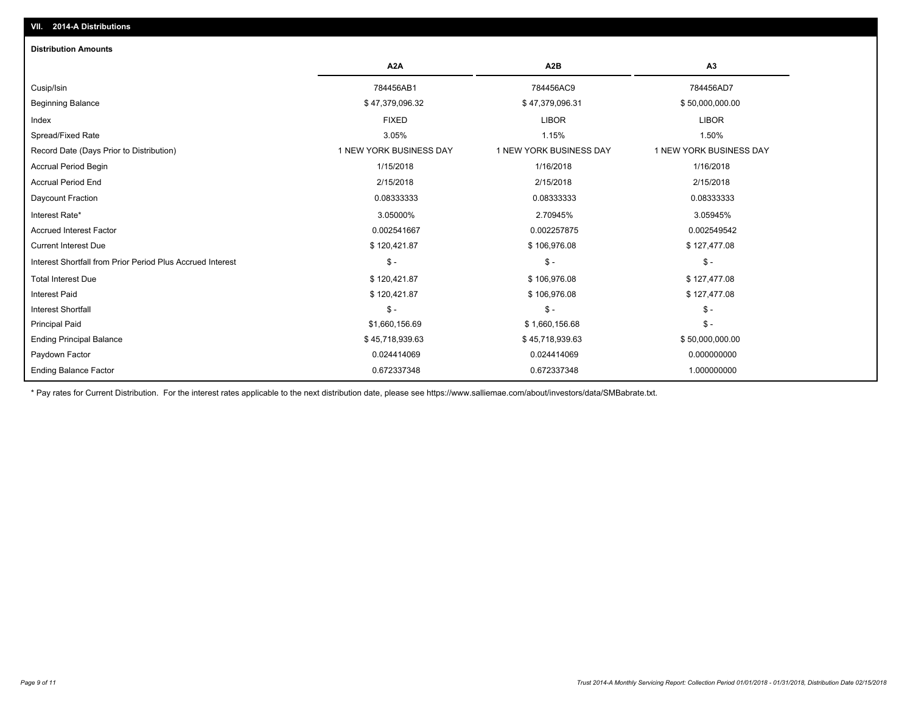## VII. 2014-A Distributions

### Distribution Amounts

| | A2A | A2B | A3 |
|---|---|---|---|
| Cusip/Isin | 784456AB1 | 784456AC9 | 784456AD7 |
| Beginning Balance | $ 47,379,096.32 | $ 47,379,096.31 | $ 50,000,000.00 |
| Index | FIXED | LIBOR | LIBOR |
| Spread/Fixed Rate | 3.05% | 1.15% | 1.50% |
| Record Date (Days Prior to Distribution) | 1 NEW YORK BUSINESS DAY | 1 NEW YORK BUSINESS DAY | 1 NEW YORK BUSINESS DAY |
| Accrual Period Begin | 1/15/2018 | 1/16/2018 | 1/16/2018 |
| Accrual Period End | 2/15/2018 | 2/15/2018 | 2/15/2018 |
| Daycount Fraction | 0.08333333 | 0.08333333 | 0.08333333 |
| Interest Rate* | 3.05000% | 2.70945% | 3.05945% |
| Accrued Interest Factor | 0.002541667 | 0.002257875 | 0.002549542 |
| Current Interest Due | $ 120,421.87 | $ 106,976.08 | $ 127,477.08 |
| Interest Shortfall from Prior Period Plus Accrued Interest | $ - | $ - | $ - |
| Total Interest Due | $ 120,421.87 | $ 106,976.08 | $ 127,477.08 |
| Interest Paid | $ 120,421.87 | $ 106,976.08 | $ 127,477.08 |
| Interest Shortfall | $ - | $ - | $ - |
| Principal Paid | $1,660,156.69 | $ 1,660,156.68 | $ - |
| Ending Principal Balance | $ 45,718,939.63 | $ 45,718,939.63 | $ 50,000,000.00 |
| Paydown Factor | 0.024414069 | 0.024414069 | 0.000000000 |
| Ending Balance Factor | 0.672337348 | 0.672337348 | 1.000000000 |

* Pay rates for Current Distribution. For the interest rates applicable to the next distribution date, please see https://www.salliemae.com/about/investors/data/SMBabrate.txt.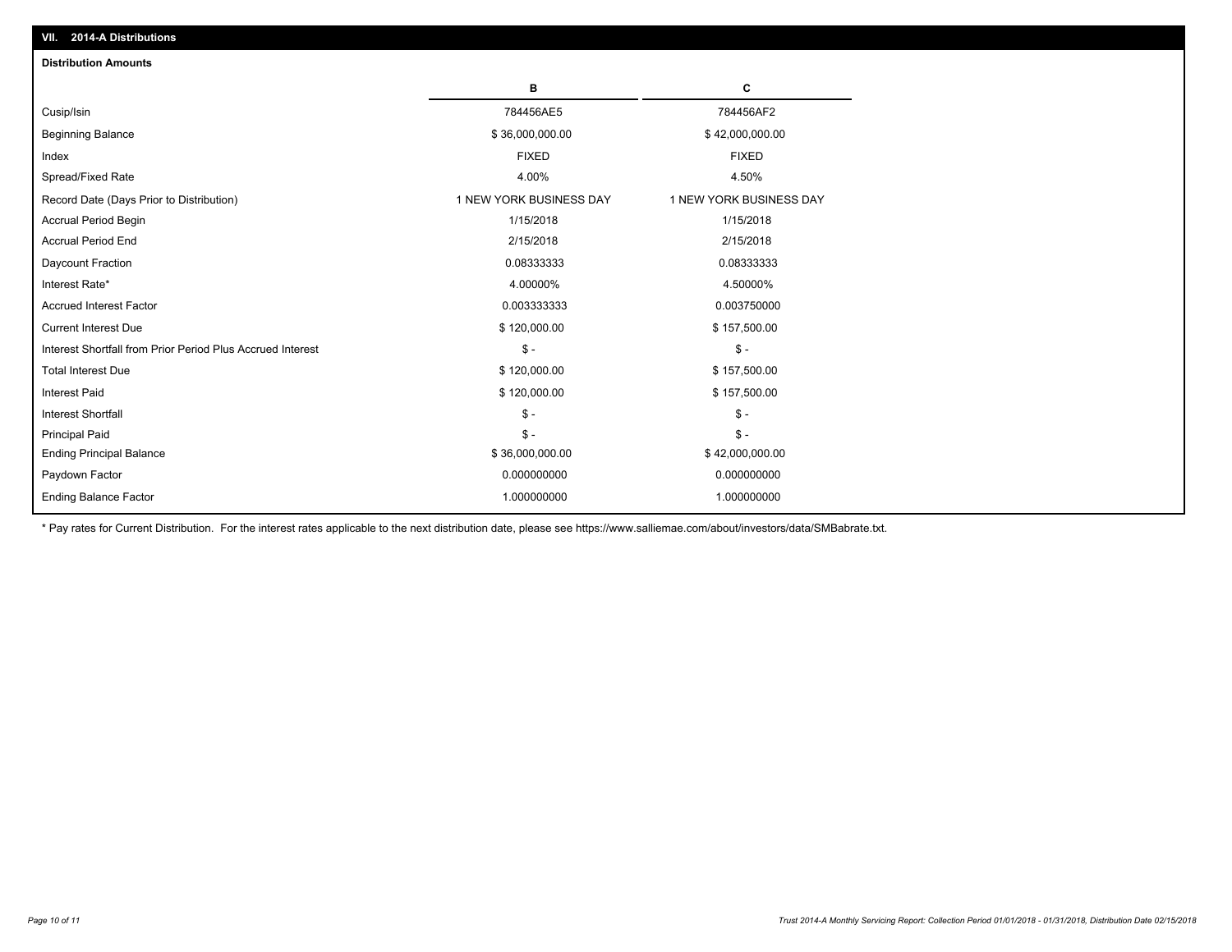## VII. 2014-A Distributions

### Distribution Amounts

| | B | C |
|---|---|---|
| Cusip/Isin | 784456AE5 | 784456AF2 |
| Beginning Balance | $ 36,000,000.00 | $ 42,000,000.00 |
| Index | FIXED | FIXED |
| Spread/Fixed Rate | 4.00% | 4.50% |
| Record Date (Days Prior to Distribution) | 1 NEW YORK BUSINESS DAY | 1 NEW YORK BUSINESS DAY |
| Accrual Period Begin | 1/15/2018 | 1/15/2018 |
| Accrual Period End | 2/15/2018 | 2/15/2018 |
| Daycount Fraction | 0.08333333 | 0.08333333 |
| Interest Rate* | 4.00000% | 4.50000% |
| Accrued Interest Factor | 0.003333333 | 0.003750000 |
| Current Interest Due | $ 120,000.00 | $ 157,500.00 |
| Interest Shortfall from Prior Period Plus Accrued Interest | $ - | $ - |
| Total Interest Due | $ 120,000.00 | $ 157,500.00 |
| Interest Paid | $ 120,000.00 | $ 157,500.00 |
| Interest Shortfall | $ - | $ - |
| Principal Paid | $ - | $ - |
| Ending Principal Balance | $ 36,000,000.00 | $ 42,000,000.00 |
| Paydown Factor | 0.000000000 | 0.000000000 |
| Ending Balance Factor | 1.000000000 | 1.000000000 |

* Pay rates for Current Distribution. For the interest rates applicable to the next distribution date, please see https://www.salliemae.com/about/investors/data/SMBabrate.txt.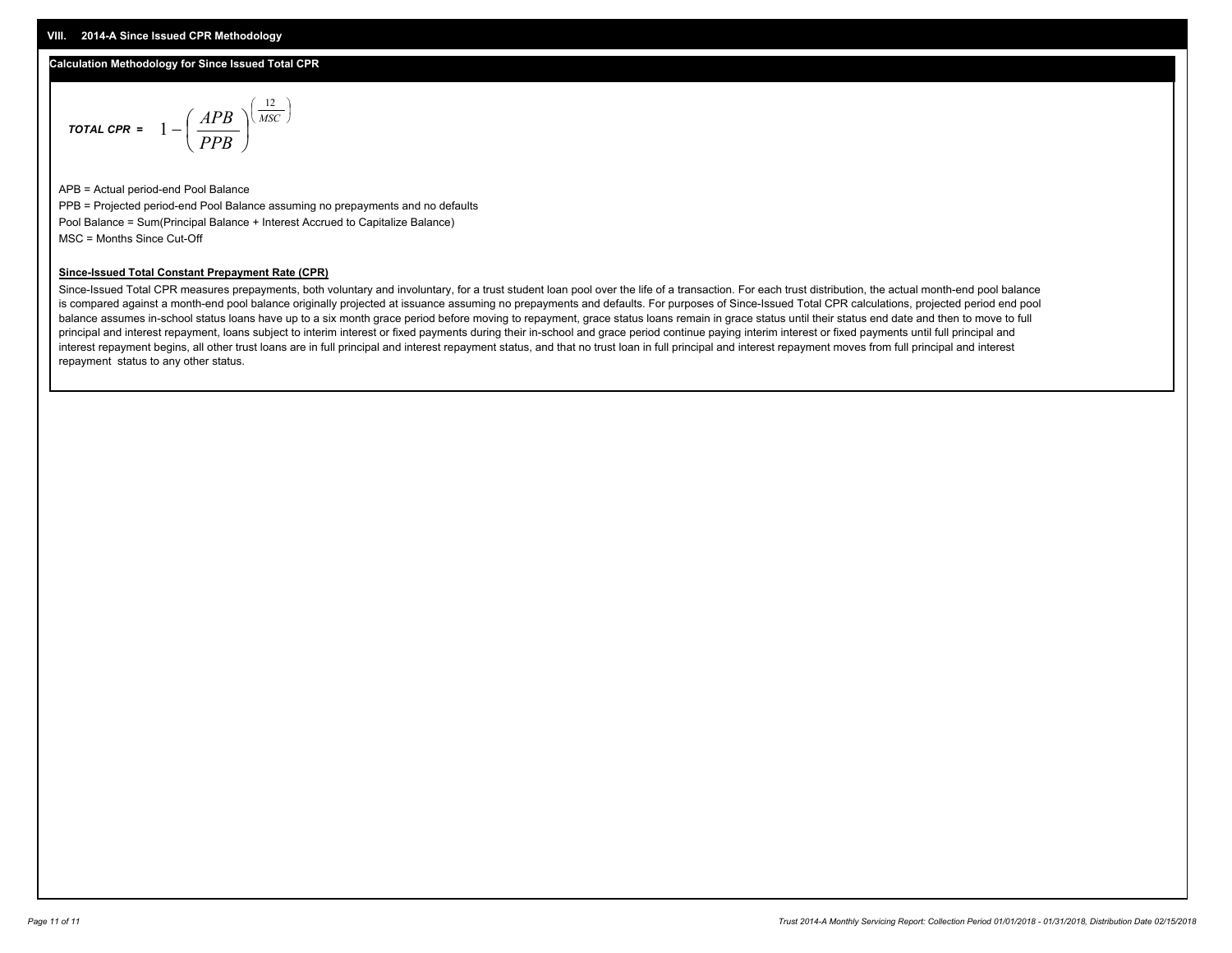## VIII. 2014-A Since Issued CPR Methodology

### Calculation Methodology for Since Issued Total CPR

***TOTAL CPR =*** $$1-\left(\frac{APB}{PPB}\right)^{\left(\frac{12}{MSC}\right)}$$

APB = Actual period-end Pool Balance

PPB = Projected period-end Pool Balance assuming no prepayments and no defaults

Pool Balance = Sum(Principal Balance + Interest Accrued to Capitalize Balance)

MSC = Months Since Cut-Off

**Since-Issued Total Constant Prepayment Rate (CPR)**

Since-Issued Total CPR measures prepayments, both voluntary and involuntary, for a trust student loan pool over the life of a transaction. For each trust distribution, the actual month-end pool balance is compared against a month-end pool balance originally projected at issuance assuming no prepayments and defaults. For purposes of Since-Issued Total CPR calculations, projected period end pool balance assumes in-school status loans have up to a six month grace period before moving to repayment, grace status loans remain in grace status until their status end date and then to move to full principal and interest repayment, loans subject to interim interest or fixed payments during their in-school and grace period continue paying interim interest or fixed payments until full principal and interest repayment begins, all other trust loans are in full principal and interest repayment status, and that no trust loan in full principal and interest repayment moves from full principal and interest repayment status to any other status.